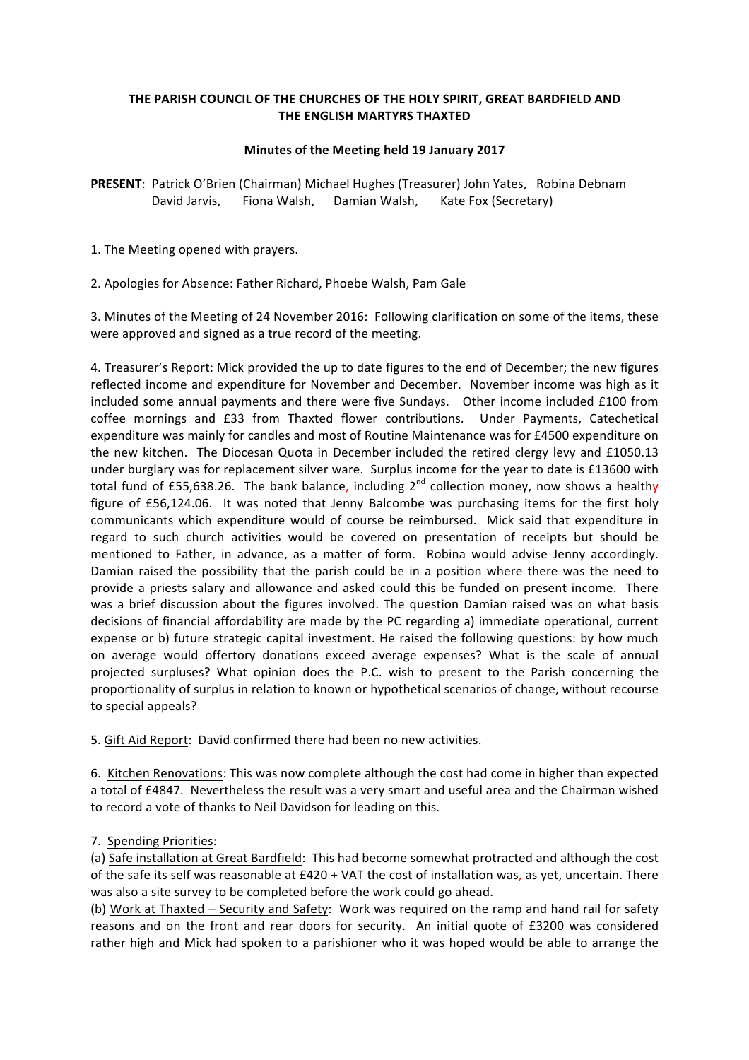**THE PARISH COUNCIL OF THE CHURCHES OF THE HOLY SPIRIT, GREAT BARDFIELD AND THE ENGLISH MARTYRS THAXTED**

**Minutes of the Meeting held 19 January 2017**

**PRESENT**: Patrick O'Brien (Chairman) Michael Hughes (Treasurer) John Yates, Robina Debnam David Jarvis, Fiona Walsh, Damian Walsh, Kate Fox (Secretary)

1. The Meeting opened with prayers.

2. Apologies for Absence: Father Richard, Phoebe Walsh, Pam Gale

3. Minutes of the Meeting of 24 November 2016: Following clarification on some of the items, these were approved and signed as a true record of the meeting.

4. Treasurer's Report: Mick provided the up to date figures to the end of December; the new figures reflected income and expenditure for November and December. November income was high as it included some annual payments and there were five Sundays. Other income included £100 from coffee mornings and £33 from Thaxted flower contributions. Under Payments, Catechetical expenditure was mainly for candles and most of Routine Maintenance was for £4500 expenditure on the new kitchen. The Diocesan Quota in December included the retired clergy levy and £1050.13 under burglary was for replacement silver ware. Surplus income for the year to date is £13600 with total fund of £55,638.26. The bank balance, including 2nd collection money, now shows a healthy figure of £56,124.06. It was noted that Jenny Balcombe was purchasing items for the first holy communicants which expenditure would of course be reimbursed. Mick said that expenditure in regard to such church activities would be covered on presentation of receipts but should be mentioned to Father, in advance, as a matter of form. Robina would advise Jenny accordingly. Damian raised the possibility that the parish could be in a position where there was the need to provide a priests salary and allowance and asked could this be funded on present income. There was a brief discussion about the figures involved. The question Damian raised was on what basis decisions of financial affordability are made by the PC regarding a) immediate operational, current expense or b) future strategic capital investment. He raised the following questions: by how much on average would offertory donations exceed average expenses? What is the scale of annual projected surpluses? What opinion does the P.C. wish to present to the Parish concerning the proportionality of surplus in relation to known or hypothetical scenarios of change, without recourse to special appeals?

5. Gift Aid Report: David confirmed there had been no new activities.

6. Kitchen Renovations: This was now complete although the cost had come in higher than expected a total of £4847. Nevertheless the result was a very smart and useful area and the Chairman wished to record a vote of thanks to Neil Davidson for leading on this.

7. Spending Priorities:

(a) Safe installation at Great Bardfield: This had become somewhat protracted and although the cost of the safe its self was reasonable at £420 + VAT the cost of installation was, as yet, uncertain. There was also a site survey to be completed before the work could go ahead.

(b) Work at Thaxted – Security and Safety: Work was required on the ramp and hand rail for safety reasons and on the front and rear doors for security. An initial quote of £3200 was considered rather high and Mick had spoken to a parishioner who it was hoped would be able to arrange the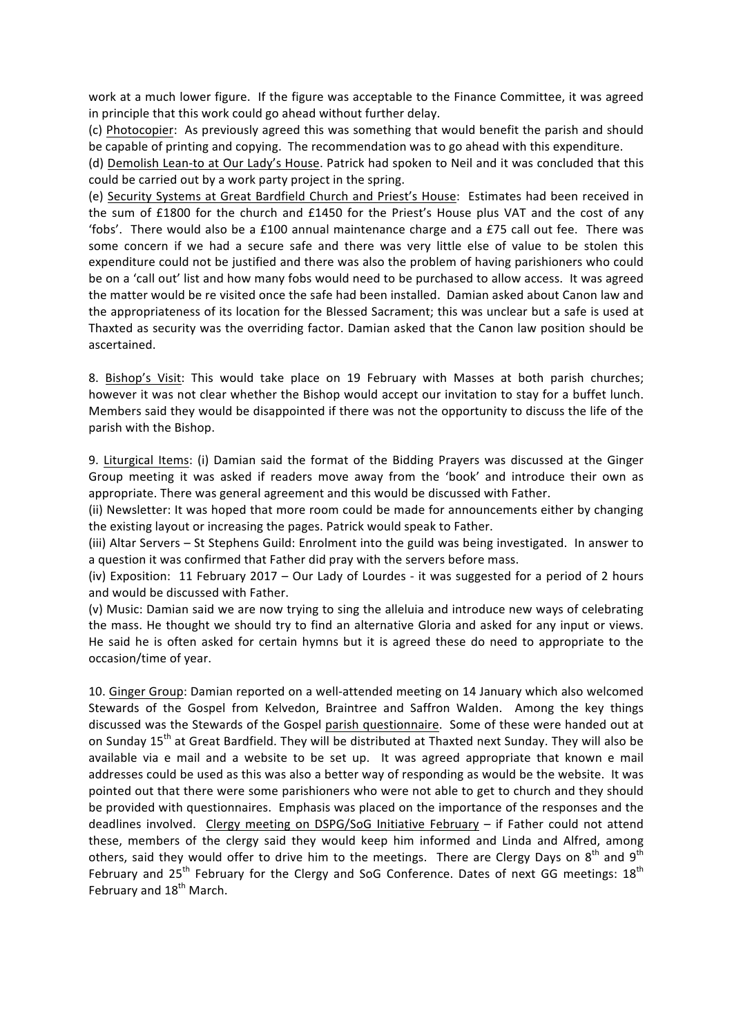work at a much lower figure. If the figure was acceptable to the Finance Committee, it was agreed in principle that this work could go ahead without further delay.

(c) Photocopier: As previously agreed this was something that would benefit the parish and should be capable of printing and copying. The recommendation was to go ahead with this expenditure.

(d) Demolish Lean-to at Our Lady's House. Patrick had spoken to Neil and it was concluded that this could be carried out by a work party project in the spring.

(e) Security Systems at Great Bardfield Church and Priest's House: Estimates had been received in the sum of £1800 for the church and £1450 for the Priest's House plus VAT and the cost of any 'fobs'. There would also be a £100 annual maintenance charge and a £75 call out fee. There was some concern if we had a secure safe and there was very little else of value to be stolen this expenditure could not be justified and there was also the problem of having parishioners who could be on a 'call out' list and how many fobs would need to be purchased to allow access. It was agreed the matter would be re visited once the safe had been installed. Damian asked about Canon law and the appropriateness of its location for the Blessed Sacrament; this was unclear but a safe is used at Thaxted as security was the overriding factor. Damian asked that the Canon law position should be ascertained.

8. Bishop's Visit: This would take place on 19 February with Masses at both parish churches; however it was not clear whether the Bishop would accept our invitation to stay for a buffet lunch. Members said they would be disappointed if there was not the opportunity to discuss the life of the parish with the Bishop.

9. Liturgical Items: (i) Damian said the format of the Bidding Prayers was discussed at the Ginger Group meeting it was asked if readers move away from the 'book' and introduce their own as appropriate. There was general agreement and this would be discussed with Father.

(ii) Newsletter: It was hoped that more room could be made for announcements either by changing the existing layout or increasing the pages. Patrick would speak to Father.

(iii) Altar Servers – St Stephens Guild: Enrolment into the guild was being investigated. In answer to a question it was confirmed that Father did pray with the servers before mass.

(iv) Exposition: 11 February 2017 – Our Lady of Lourdes - it was suggested for a period of 2 hours and would be discussed with Father.

(v) Music: Damian said we are now trying to sing the alleluia and introduce new ways of celebrating the mass. He thought we should try to find an alternative Gloria and asked for any input or views. He said he is often asked for certain hymns but it is agreed these do need to appropriate to the occasion/time of year.

10. Ginger Group: Damian reported on a well-attended meeting on 14 January which also welcomed Stewards of the Gospel from Kelvedon, Braintree and Saffron Walden. Among the key things discussed was the Stewards of the Gospel parish questionnaire. Some of these were handed out at on Sunday 15th at Great Bardfield. They will be distributed at Thaxted next Sunday. They will also be available via e mail and a website to be set up. It was agreed appropriate that known e mail addresses could be used as this was also a better way of responding as would be the website. It was pointed out that there were some parishioners who were not able to get to church and they should be provided with questionnaires. Emphasis was placed on the importance of the responses and the deadlines involved. Clergy meeting on DSPG/SoG Initiative February – if Father could not attend these, members of the clergy said they would keep him informed and Linda and Alfred, among others, said they would offer to drive him to the meetings. There are Clergy Days on 8th and 9th February and 25th February for the Clergy and SoG Conference. Dates of next GG meetings: 18th February and 18th March.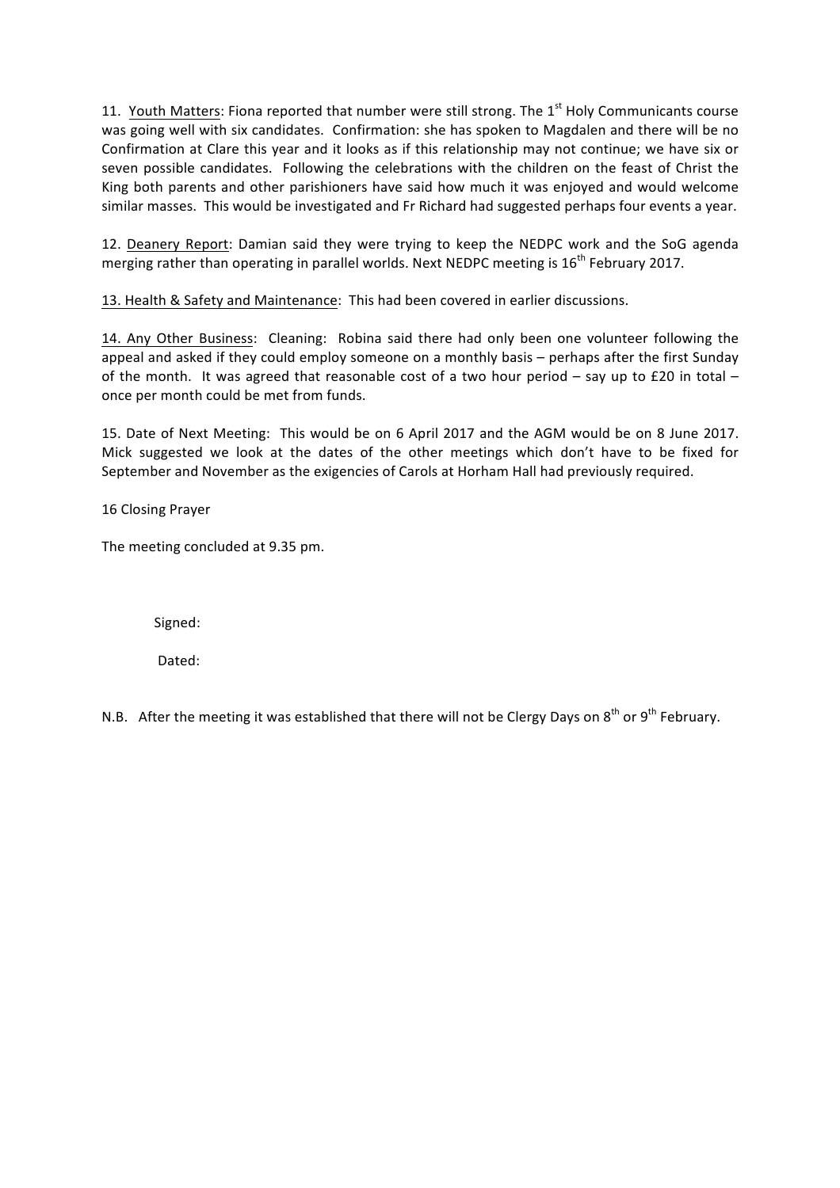11. Youth Matters: Fiona reported that number were still strong. The 1st Holy Communicants course was going well with six candidates. Confirmation: she has spoken to Magdalen and there will be no Confirmation at Clare this year and it looks as if this relationship may not continue; we have six or seven possible candidates. Following the celebrations with the children on the feast of Christ the King both parents and other parishioners have said how much it was enjoyed and would welcome similar masses. This would be investigated and Fr Richard had suggested perhaps four events a year.

12. Deanery Report: Damian said they were trying to keep the NEDPC work and the SoG agenda merging rather than operating in parallel worlds. Next NEDPC meeting is 16th February 2017.

13. Health & Safety and Maintenance: This had been covered in earlier discussions.

14. Any Other Business: Cleaning: Robina said there had only been one volunteer following the appeal and asked if they could employ someone on a monthly basis – perhaps after the first Sunday of the month. It was agreed that reasonable cost of a two hour period – say up to £20 in total – once per month could be met from funds.

15. Date of Next Meeting: This would be on 6 April 2017 and the AGM would be on 8 June 2017. Mick suggested we look at the dates of the other meetings which don't have to be fixed for September and November as the exigencies of Carols at Horham Hall had previously required.

16 Closing Prayer

The meeting concluded at 9.35 pm.

Signed:

Dated:

N.B. After the meeting it was established that there will not be Clergy Days on 8th or 9th February.